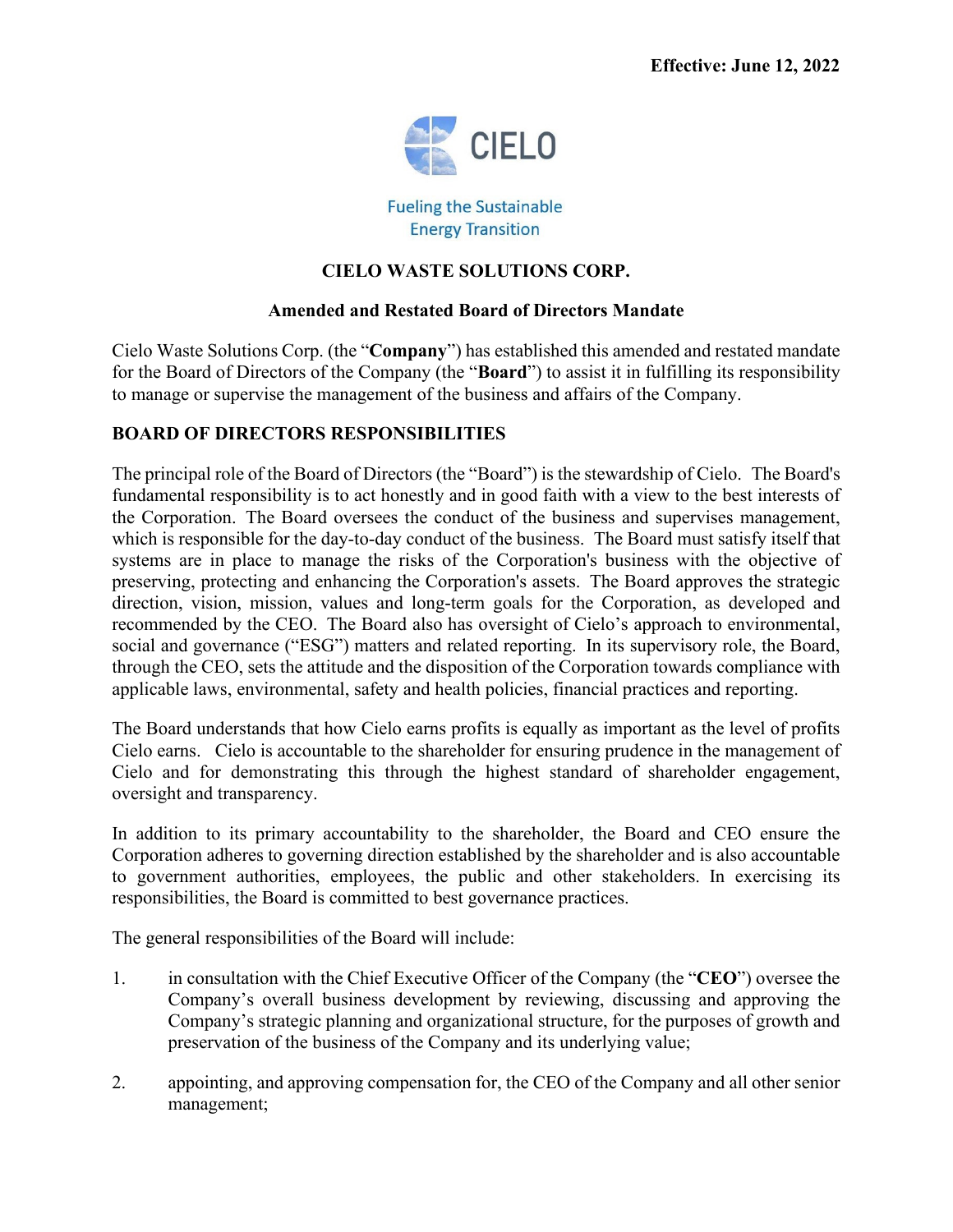**Effective: June 12, 2022**

CIELO

Fueling the Sustainable Energy Transition

# CIELO WASTE SOLUTIONS CORP.

## Amended and Restated Board of Directors Mandate

Cielo Waste Solutions Corp. (the "**Company**") has established this amended and restated mandate for the Board of Directors of the Company (the "**Board**") to assist it in fulfilling its responsibility to manage or supervise the management of the business and affairs of the Company.

## BOARD OF DIRECTORS RESPONSIBILITIES

The principal role of the Board of Directors (the "Board") is the stewardship of Cielo. The Board's fundamental responsibility is to act honestly and in good faith with a view to the best interests of the Corporation. The Board oversees the conduct of the business and supervises management, which is responsible for the day-to-day conduct of the business. The Board must satisfy itself that systems are in place to manage the risks of the Corporation's business with the objective of preserving, protecting and enhancing the Corporation's assets. The Board approves the strategic direction, vision, mission, values and long-term goals for the Corporation, as developed and recommended by the CEO. The Board also has oversight of Cielo's approach to environmental, social and governance ("ESG") matters and related reporting. In its supervisory role, the Board, through the CEO, sets the attitude and the disposition of the Corporation towards compliance with applicable laws, environmental, safety and health policies, financial practices and reporting.

The Board understands that how Cielo earns profits is equally as important as the level of profits Cielo earns. Cielo is accountable to the shareholder for ensuring prudence in the management of Cielo and for demonstrating this through the highest standard of shareholder engagement, oversight and transparency.

In addition to its primary accountability to the shareholder, the Board and CEO ensure the Corporation adheres to governing direction established by the shareholder and is also accountable to government authorities, employees, the public and other stakeholders. In exercising its responsibilities, the Board is committed to best governance practices.

The general responsibilities of the Board will include:

1. in consultation with the Chief Executive Officer of the Company (the "**CEO**") oversee the Company's overall business development by reviewing, discussing and approving the Company's strategic planning and organizational structure, for the purposes of growth and preservation of the business of the Company and its underlying value;

2. appointing, and approving compensation for, the CEO of the Company and all other senior management;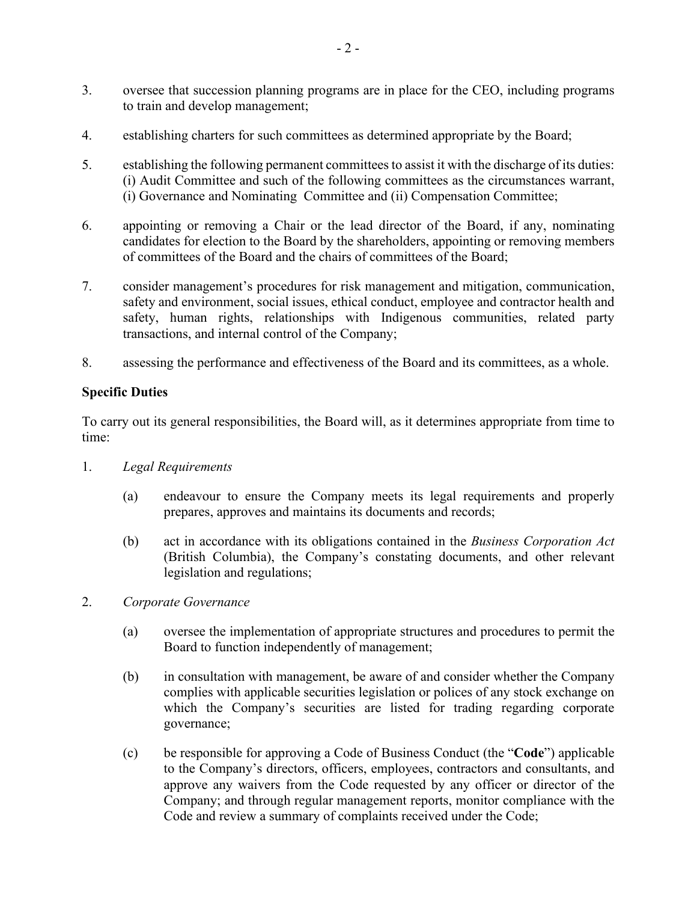3. oversee that succession planning programs are in place for the CEO, including programs to train and develop management;

4. establishing charters for such committees as determined appropriate by the Board;

5. establishing the following permanent committees to assist it with the discharge of its duties: (i) Audit Committee and such of the following committees as the circumstances warrant, (i) Governance and Nominating  Committee and (ii) Compensation Committee;

6. appointing or removing a Chair or the lead director of the Board, if any, nominating candidates for election to the Board by the shareholders, appointing or removing members of committees of the Board and the chairs of committees of the Board;

7. consider management's procedures for risk management and mitigation, communication, safety and environment, social issues, ethical conduct, employee and contractor health and safety, human rights, relationships with Indigenous communities, related party transactions, and internal control of the Company;

8. assessing the performance and effectiveness of the Board and its committees, as a whole.

**Specific Duties**

To carry out its general responsibilities, the Board will, as it determines appropriate from time to time:

1. *Legal Requirements*

   (a) endeavour to ensure the Company meets its legal requirements and properly prepares, approves and maintains its documents and records;

   (b) act in accordance with its obligations contained in the *Business Corporation Act* (British Columbia), the Company's constating documents, and other relevant legislation and regulations;

2. *Corporate Governance*

   (a) oversee the implementation of appropriate structures and procedures to permit the Board to function independently of management;

   (b) in consultation with management, be aware of and consider whether the Company complies with applicable securities legislation or polices of any stock exchange on which the Company's securities are listed for trading regarding corporate governance;

   (c) be responsible for approving a Code of Business Conduct (the "**Code**") applicable to the Company's directors, officers, employees, contractors and consultants, and approve any waivers from the Code requested by any officer or director of the Company; and through regular management reports, monitor compliance with the Code and review a summary of complaints received under the Code;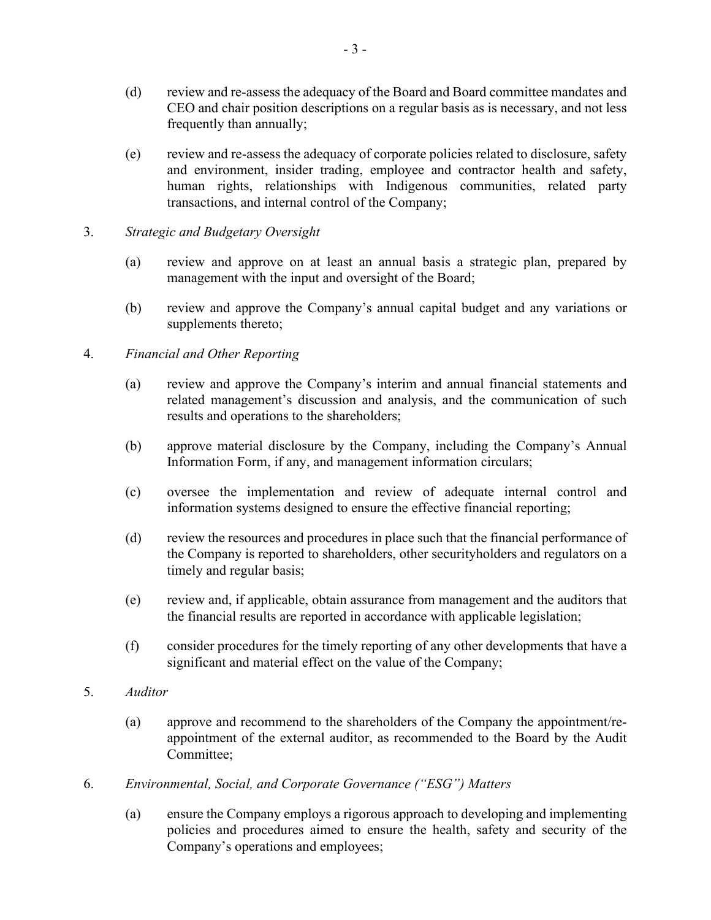(d) review and re-assess the adequacy of the Board and Board committee mandates and CEO and chair position descriptions on a regular basis as is necessary, and not less frequently than annually;

(e) review and re-assess the adequacy of corporate policies related to disclosure, safety and environment, insider trading, employee and contractor health and safety, human rights, relationships with Indigenous communities, related party transactions, and internal control of the Company;

3. *Strategic and Budgetary Oversight*

   (a) review and approve on at least an annual basis a strategic plan, prepared by management with the input and oversight of the Board;

   (b) review and approve the Company's annual capital budget and any variations or supplements thereto;

4. *Financial and Other Reporting*

   (a) review and approve the Company's interim and annual financial statements and related management's discussion and analysis, and the communication of such results and operations to the shareholders;

   (b) approve material disclosure by the Company, including the Company's Annual Information Form, if any, and management information circulars;

   (c) oversee the implementation and review of adequate internal control and information systems designed to ensure the effective financial reporting;

   (d) review the resources and procedures in place such that the financial performance of the Company is reported to shareholders, other securityholders and regulators on a timely and regular basis;

   (e) review and, if applicable, obtain assurance from management and the auditors that the financial results are reported in accordance with applicable legislation;

   (f) consider procedures for the timely reporting of any other developments that have a significant and material effect on the value of the Company;

5. *Auditor*

   (a) approve and recommend to the shareholders of the Company the appointment/re-appointment of the external auditor, as recommended to the Board by the Audit Committee;

6. *Environmental, Social, and Corporate Governance ("ESG") Matters*

   (a) ensure the Company employs a rigorous approach to developing and implementing policies and procedures aimed to ensure the health, safety and security of the Company's operations and employees;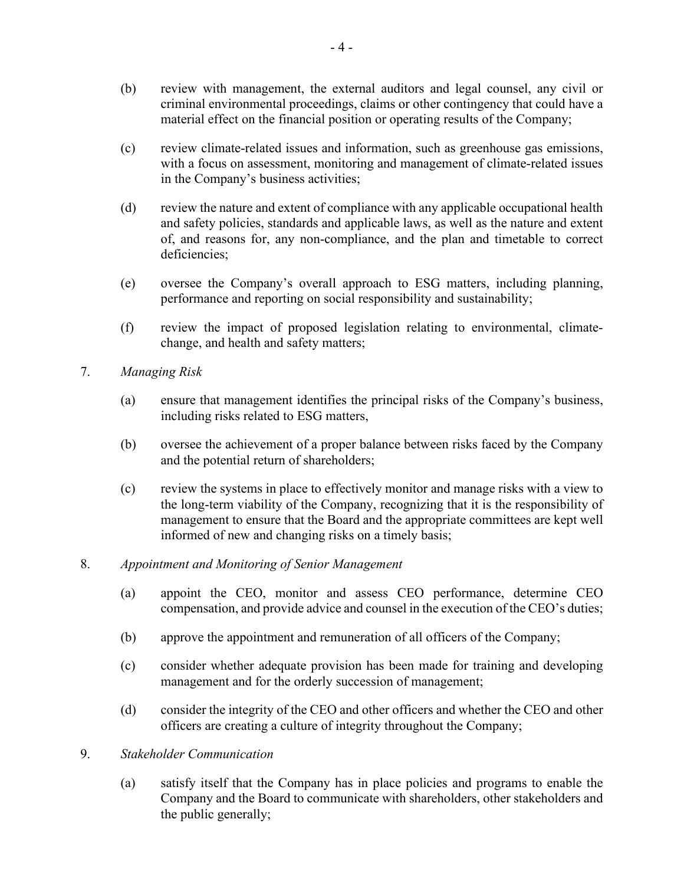(b) review with management, the external auditors and legal counsel, any civil or criminal environmental proceedings, claims or other contingency that could have a material effect on the financial position or operating results of the Company;

(c) review climate-related issues and information, such as greenhouse gas emissions, with a focus on assessment, monitoring and management of climate-related issues in the Company's business activities;

(d) review the nature and extent of compliance with any applicable occupational health and safety policies, standards and applicable laws, as well as the nature and extent of, and reasons for, any non-compliance, and the plan and timetable to correct deficiencies;

(e) oversee the Company's overall approach to ESG matters, including planning, performance and reporting on social responsibility and sustainability;

(f) review the impact of proposed legislation relating to environmental, climate-change, and health and safety matters;

7. *Managing Risk*

(a) ensure that management identifies the principal risks of the Company's business, including risks related to ESG matters,

(b) oversee the achievement of a proper balance between risks faced by the Company and the potential return of shareholders;

(c) review the systems in place to effectively monitor and manage risks with a view to the long-term viability of the Company, recognizing that it is the responsibility of management to ensure that the Board and the appropriate committees are kept well informed of new and changing risks on a timely basis;

8. *Appointment and Monitoring of Senior Management*

(a) appoint the CEO, monitor and assess CEO performance, determine CEO compensation, and provide advice and counsel in the execution of the CEO's duties;

(b) approve the appointment and remuneration of all officers of the Company;

(c) consider whether adequate provision has been made for training and developing management and for the orderly succession of management;

(d) consider the integrity of the CEO and other officers and whether the CEO and other officers are creating a culture of integrity throughout the Company;

9. *Stakeholder Communication*

(a) satisfy itself that the Company has in place policies and programs to enable the Company and the Board to communicate with shareholders, other stakeholders and the public generally;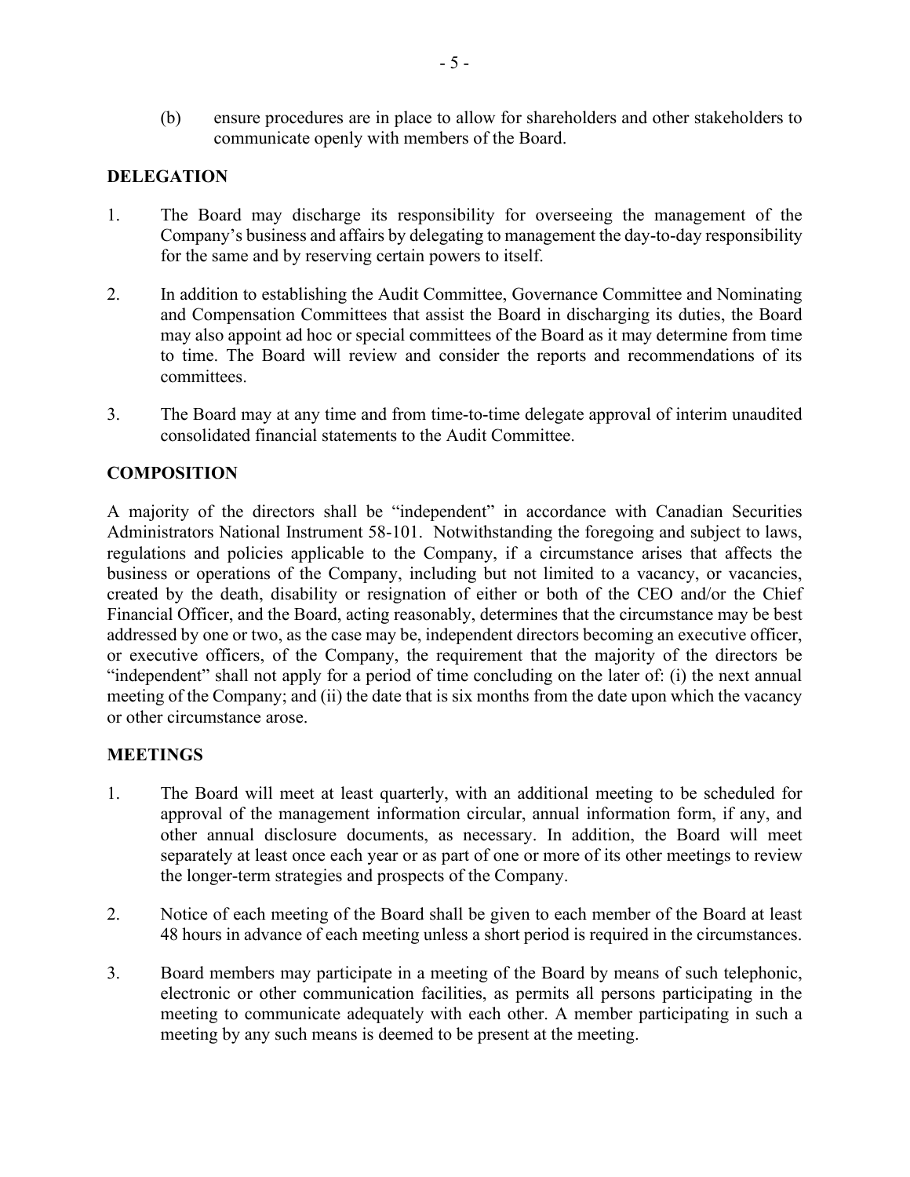(b) ensure procedures are in place to allow for shareholders and other stakeholders to communicate openly with members of the Board.

## DELEGATION

1. The Board may discharge its responsibility for overseeing the management of the Company's business and affairs by delegating to management the day-to-day responsibility for the same and by reserving certain powers to itself.

2. In addition to establishing the Audit Committee, Governance Committee and Nominating and Compensation Committees that assist the Board in discharging its duties, the Board may also appoint ad hoc or special committees of the Board as it may determine from time to time. The Board will review and consider the reports and recommendations of its committees.

3. The Board may at any time and from time-to-time delegate approval of interim unaudited consolidated financial statements to the Audit Committee.

## COMPOSITION

A majority of the directors shall be "independent" in accordance with Canadian Securities Administrators National Instrument 58-101. Notwithstanding the foregoing and subject to laws, regulations and policies applicable to the Company, if a circumstance arises that affects the business or operations of the Company, including but not limited to a vacancy, or vacancies, created by the death, disability or resignation of either or both of the CEO and/or the Chief Financial Officer, and the Board, acting reasonably, determines that the circumstance may be best addressed by one or two, as the case may be, independent directors becoming an executive officer, or executive officers, of the Company, the requirement that the majority of the directors be "independent" shall not apply for a period of time concluding on the later of: (i) the next annual meeting of the Company; and (ii) the date that is six months from the date upon which the vacancy or other circumstance arose.

## MEETINGS

1. The Board will meet at least quarterly, with an additional meeting to be scheduled for approval of the management information circular, annual information form, if any, and other annual disclosure documents, as necessary. In addition, the Board will meet separately at least once each year or as part of one or more of its other meetings to review the longer-term strategies and prospects of the Company.

2. Notice of each meeting of the Board shall be given to each member of the Board at least 48 hours in advance of each meeting unless a short period is required in the circumstances.

3. Board members may participate in a meeting of the Board by means of such telephonic, electronic or other communication facilities, as permits all persons participating in the meeting to communicate adequately with each other. A member participating in such a meeting by any such means is deemed to be present at the meeting.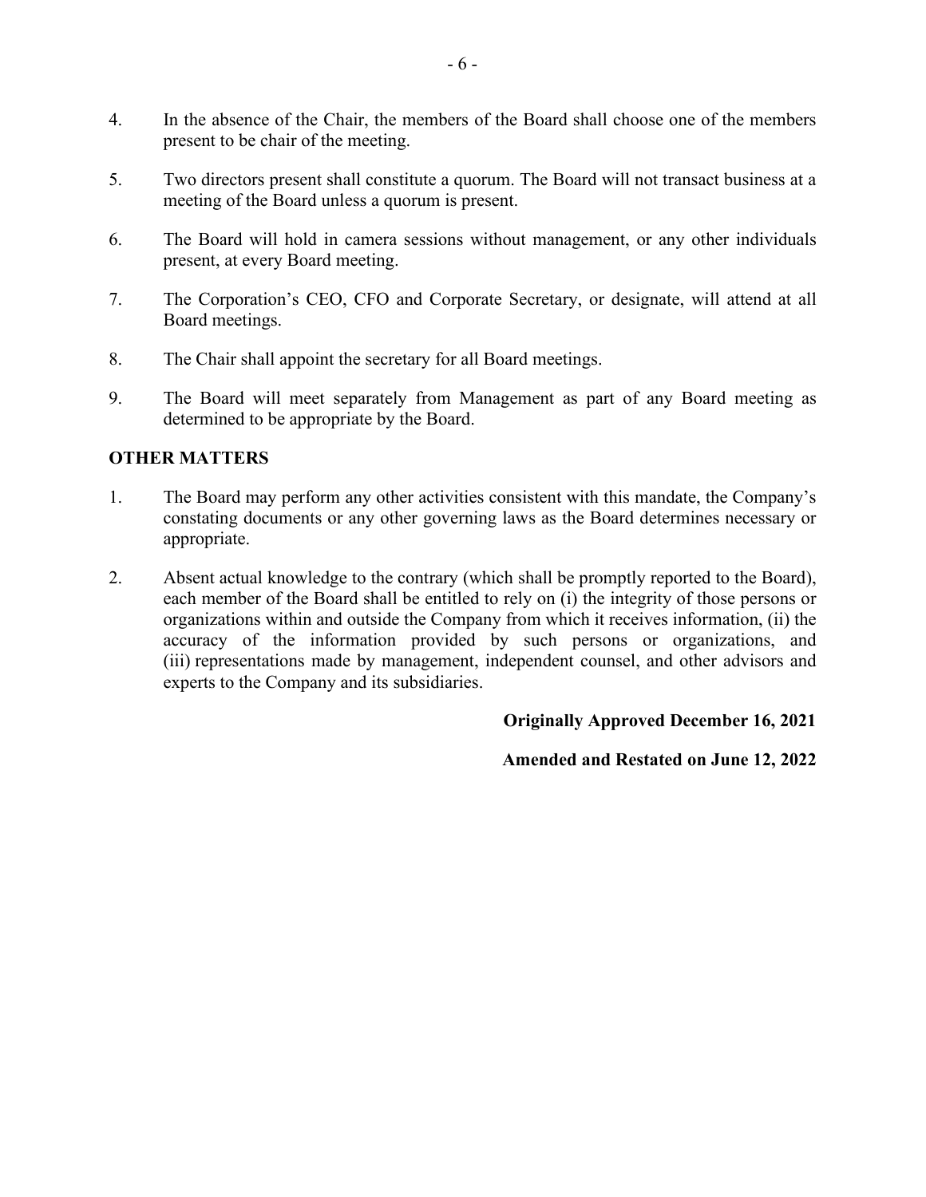4. In the absence of the Chair, the members of the Board shall choose one of the members present to be chair of the meeting.

5. Two directors present shall constitute a quorum. The Board will not transact business at a meeting of the Board unless a quorum is present.

6. The Board will hold in camera sessions without management, or any other individuals present, at every Board meeting.

7. The Corporation's CEO, CFO and Corporate Secretary, or designate, will attend at all Board meetings.

8. The Chair shall appoint the secretary for all Board meetings.

9. The Board will meet separately from Management as part of any Board meeting as determined to be appropriate by the Board.

## OTHER MATTERS

1. The Board may perform any other activities consistent with this mandate, the Company's constating documents or any other governing laws as the Board determines necessary or appropriate.

2. Absent actual knowledge to the contrary (which shall be promptly reported to the Board), each member of the Board shall be entitled to rely on (i) the integrity of those persons or organizations within and outside the Company from which it receives information, (ii) the accuracy of the information provided by such persons or organizations, and (iii) representations made by management, independent counsel, and other advisors and experts to the Company and its subsidiaries.

**Originally Approved December 16, 2021**

**Amended and Restated on June 12, 2022**